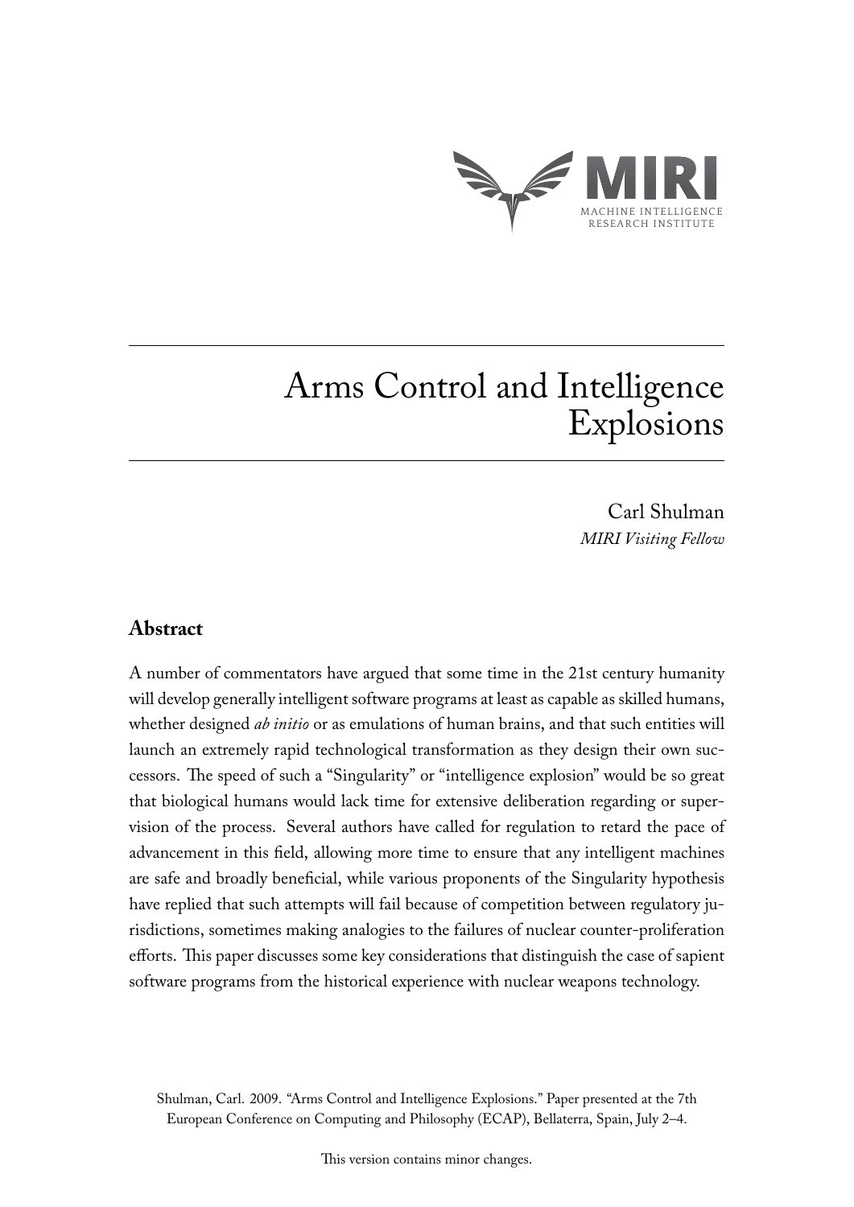MIRI
MACHINE INTELLIGENCE
RESEARCH INSTITUTE

# Arms Control and Intelligence Explosions

Carl Shulman
*MIRI Visiting Fellow*

## Abstract

A number of commentators have argued that some time in the 21st century humanity will develop generally intelligent software programs at least as capable as skilled humans, whether designed *ab initio* or as emulations of human brains, and that such entities will launch an extremely rapid technological transformation as they design their own successors. The speed of such a "Singularity" or "intelligence explosion" would be so great that biological humans would lack time for extensive deliberation regarding or supervision of the process. Several authors have called for regulation to retard the pace of advancement in this field, allowing more time to ensure that any intelligent machines are safe and broadly beneficial, while various proponents of the Singularity hypothesis have replied that such attempts will fail because of competition between regulatory jurisdictions, sometimes making analogies to the failures of nuclear counter-proliferation efforts. This paper discusses some key considerations that distinguish the case of sapient software programs from the historical experience with nuclear weapons technology.

Shulman, Carl. 2009. "Arms Control and Intelligence Explosions." Paper presented at the 7th European Conference on Computing and Philosophy (ECAP), Bellaterra, Spain, July 2–4.

This version contains minor changes.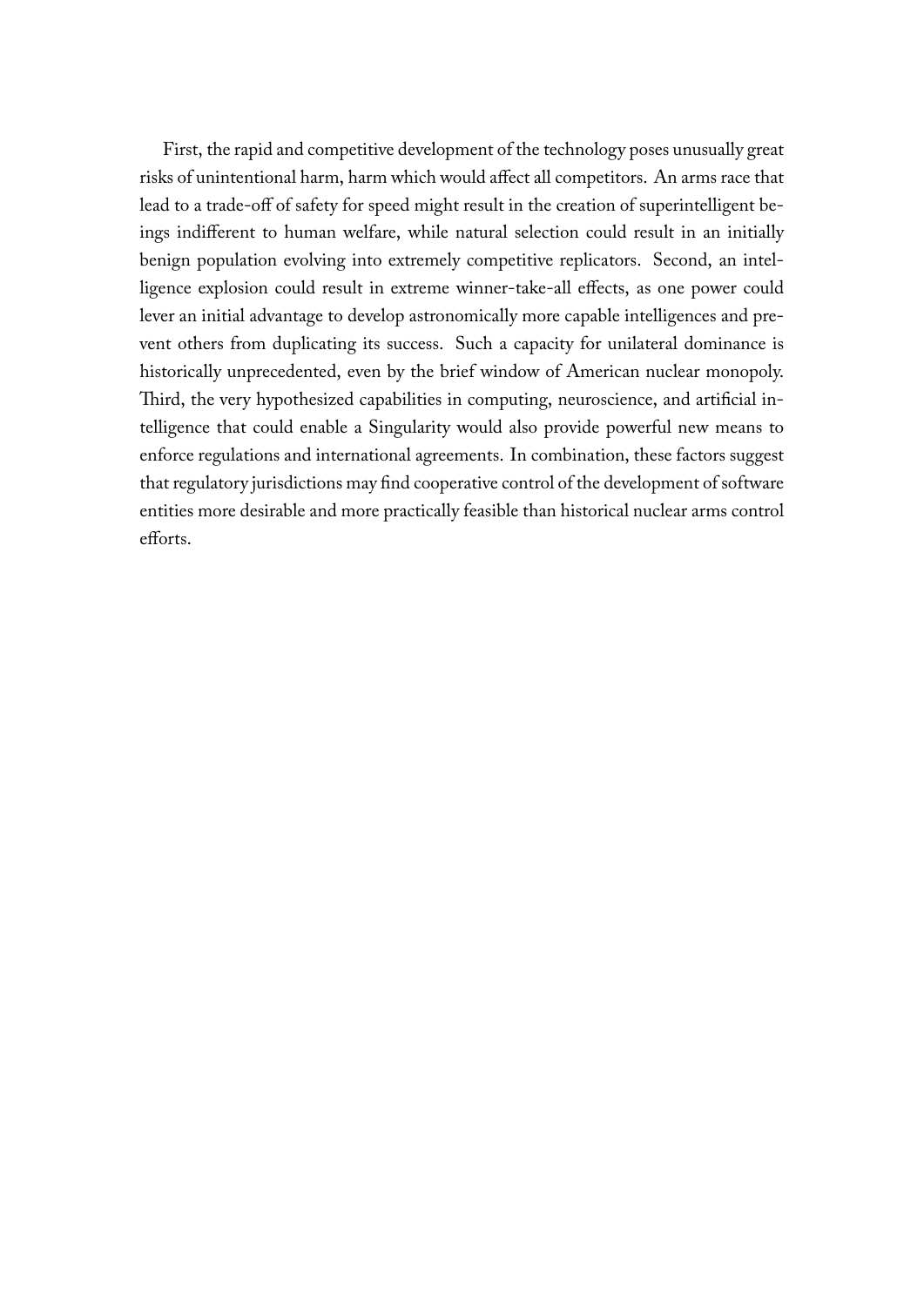First, the rapid and competitive development of the technology poses unusually great risks of unintentional harm, harm which would affect all competitors. An arms race that lead to a trade-off of safety for speed might result in the creation of superintelligent beings indifferent to human welfare, while natural selection could result in an initially benign population evolving into extremely competitive replicators. Second, an intelligence explosion could result in extreme winner-take-all effects, as one power could lever an initial advantage to develop astronomically more capable intelligences and prevent others from duplicating its success. Such a capacity for unilateral dominance is historically unprecedented, even by the brief window of American nuclear monopoly. Third, the very hypothesized capabilities in computing, neuroscience, and artificial intelligence that could enable a Singularity would also provide powerful new means to enforce regulations and international agreements. In combination, these factors suggest that regulatory jurisdictions may find cooperative control of the development of software entities more desirable and more practically feasible than historical nuclear arms control efforts.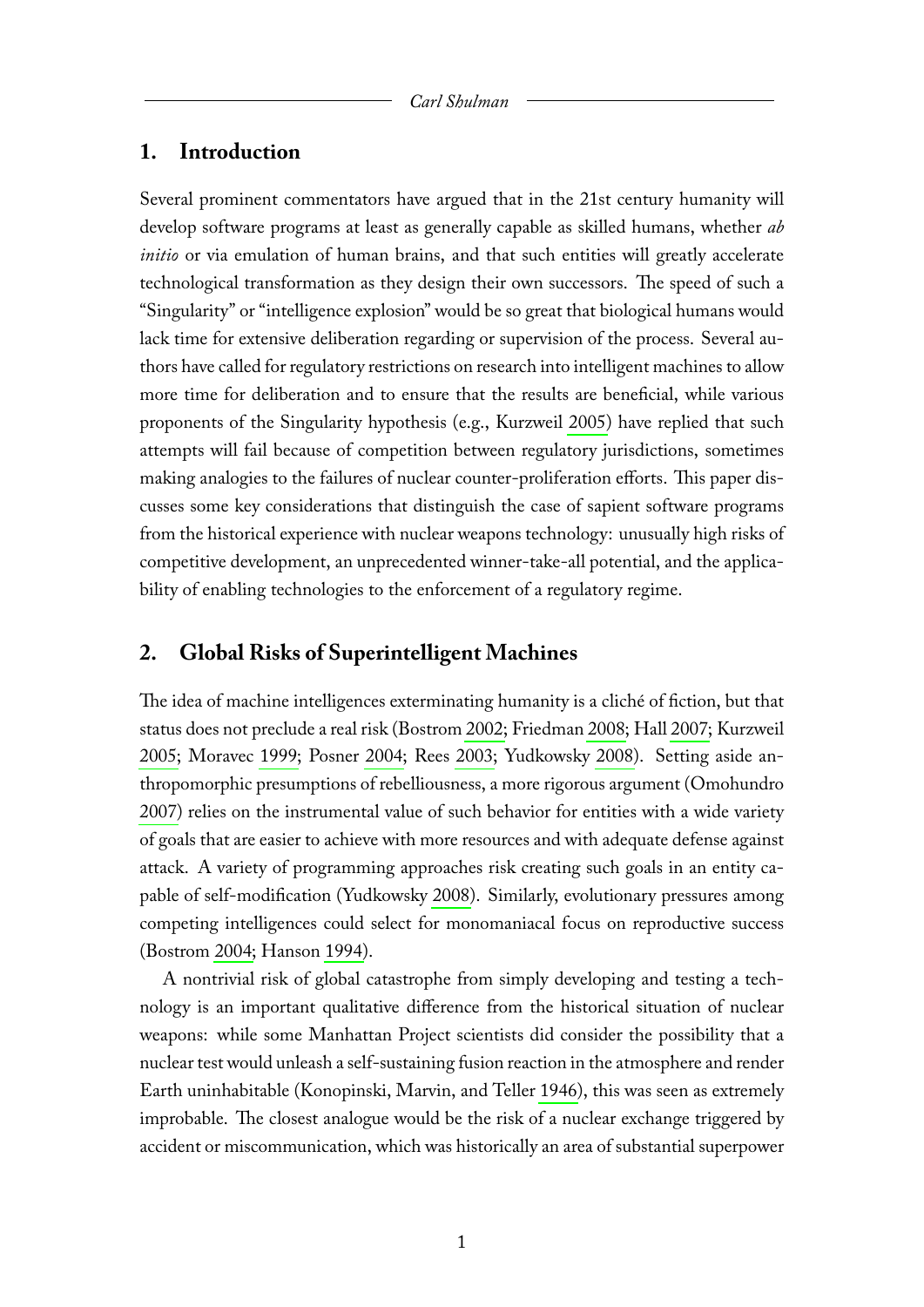## 1. Introduction

Several prominent commentators have argued that in the 21st century humanity will develop software programs at least as generally capable as skilled humans, whether *ab initio* or via emulation of human brains, and that such entities will greatly accelerate technological transformation as they design their own successors. The speed of such a "Singularity" or "intelligence explosion" would be so great that biological humans would lack time for extensive deliberation regarding or supervision of the process. Several authors have called for regulatory restrictions on research into intelligent machines to allow more time for deliberation and to ensure that the results are beneficial, while various proponents of the Singularity hypothesis (e.g., Kurzweil 2005) have replied that such attempts will fail because of competition between regulatory jurisdictions, sometimes making analogies to the failures of nuclear counter-proliferation efforts. This paper discusses some key considerations that distinguish the case of sapient software programs from the historical experience with nuclear weapons technology: unusually high risks of competitive development, an unprecedented winner-take-all potential, and the applicability of enabling technologies to the enforcement of a regulatory regime.

## 2. Global Risks of Superintelligent Machines

The idea of machine intelligences exterminating humanity is a cliché of fiction, but that status does not preclude a real risk (Bostrom 2002; Friedman 2008; Hall 2007; Kurzweil 2005; Moravec 1999; Posner 2004; Rees 2003; Yudkowsky 2008). Setting aside anthropomorphic presumptions of rebelliousness, a more rigorous argument (Omohundro 2007) relies on the instrumental value of such behavior for entities with a wide variety of goals that are easier to achieve with more resources and with adequate defense against attack. A variety of programming approaches risk creating such goals in an entity capable of self-modification (Yudkowsky 2008). Similarly, evolutionary pressures among competing intelligences could select for monomaniacal focus on reproductive success (Bostrom 2004; Hanson 1994).

A nontrivial risk of global catastrophe from simply developing and testing a technology is an important qualitative difference from the historical situation of nuclear weapons: while some Manhattan Project scientists did consider the possibility that a nuclear test would unleash a self-sustaining fusion reaction in the atmosphere and render Earth uninhabitable (Konopinski, Marvin, and Teller 1946), this was seen as extremely improbable. The closest analogue would be the risk of a nuclear exchange triggered by accident or miscommunication, which was historically an area of substantial superpower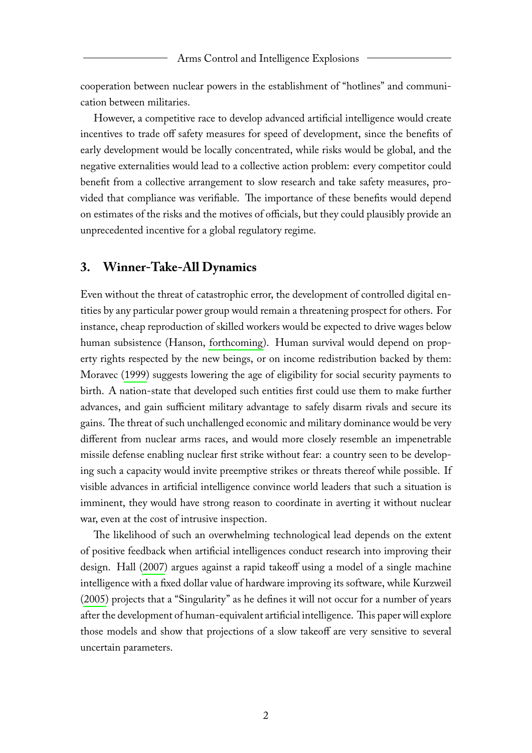cooperation between nuclear powers in the establishment of "hotlines" and communication between militaries.

However, a competitive race to develop advanced artificial intelligence would create incentives to trade off safety measures for speed of development, since the benefits of early development would be locally concentrated, while risks would be global, and the negative externalities would lead to a collective action problem: every competitor could benefit from a collective arrangement to slow research and take safety measures, provided that compliance was verifiable. The importance of these benefits would depend on estimates of the risks and the motives of officials, but they could plausibly provide an unprecedented incentive for a global regulatory regime.

## 3. Winner-Take-All Dynamics

Even without the threat of catastrophic error, the development of controlled digital entities by any particular power group would remain a threatening prospect for others. For instance, cheap reproduction of skilled workers would be expected to drive wages below human subsistence (Hanson, forthcoming). Human survival would depend on property rights respected by the new beings, or on income redistribution backed by them: Moravec (1999) suggests lowering the age of eligibility for social security payments to birth. A nation-state that developed such entities first could use them to make further advances, and gain sufficient military advantage to safely disarm rivals and secure its gains. The threat of such unchallenged economic and military dominance would be very different from nuclear arms races, and would more closely resemble an impenetrable missile defense enabling nuclear first strike without fear: a country seen to be developing such a capacity would invite preemptive strikes or threats thereof while possible. If visible advances in artificial intelligence convince world leaders that such a situation is imminent, they would have strong reason to coordinate in averting it without nuclear war, even at the cost of intrusive inspection.

The likelihood of such an overwhelming technological lead depends on the extent of positive feedback when artificial intelligences conduct research into improving their design. Hall (2007) argues against a rapid takeoff using a model of a single machine intelligence with a fixed dollar value of hardware improving its software, while Kurzweil (2005) projects that a "Singularity" as he defines it will not occur for a number of years after the development of human-equivalent artificial intelligence. This paper will explore those models and show that projections of a slow takeoff are very sensitive to several uncertain parameters.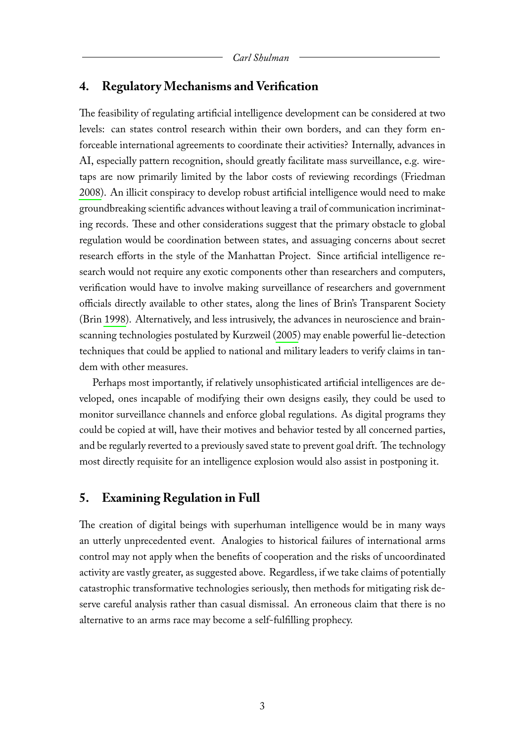## 4. Regulatory Mechanisms and Verification

The feasibility of regulating artificial intelligence development can be considered at two levels: can states control research within their own borders, and can they form enforceable international agreements to coordinate their activities? Internally, advances in AI, especially pattern recognition, should greatly facilitate mass surveillance, e.g. wiretaps are now primarily limited by the labor costs of reviewing recordings (Friedman 2008). An illicit conspiracy to develop robust artificial intelligence would need to make groundbreaking scientific advances without leaving a trail of communication incriminating records. These and other considerations suggest that the primary obstacle to global regulation would be coordination between states, and assuaging concerns about secret research efforts in the style of the Manhattan Project. Since artificial intelligence research would not require any exotic components other than researchers and computers, verification would have to involve making surveillance of researchers and government officials directly available to other states, along the lines of Brin's Transparent Society (Brin 1998). Alternatively, and less intrusively, the advances in neuroscience and brain-scanning technologies postulated by Kurzweil (2005) may enable powerful lie-detection techniques that could be applied to national and military leaders to verify claims in tandem with other measures.

Perhaps most importantly, if relatively unsophisticated artificial intelligences are developed, ones incapable of modifying their own designs easily, they could be used to monitor surveillance channels and enforce global regulations. As digital programs they could be copied at will, have their motives and behavior tested by all concerned parties, and be regularly reverted to a previously saved state to prevent goal drift. The technology most directly requisite for an intelligence explosion would also assist in postponing it.

## 5. Examining Regulation in Full

The creation of digital beings with superhuman intelligence would be in many ways an utterly unprecedented event. Analogies to historical failures of international arms control may not apply when the benefits of cooperation and the risks of uncoordinated activity are vastly greater, as suggested above. Regardless, if we take claims of potentially catastrophic transformative technologies seriously, then methods for mitigating risk deserve careful analysis rather than casual dismissal. An erroneous claim that there is no alternative to an arms race may become a self-fulfilling prophecy.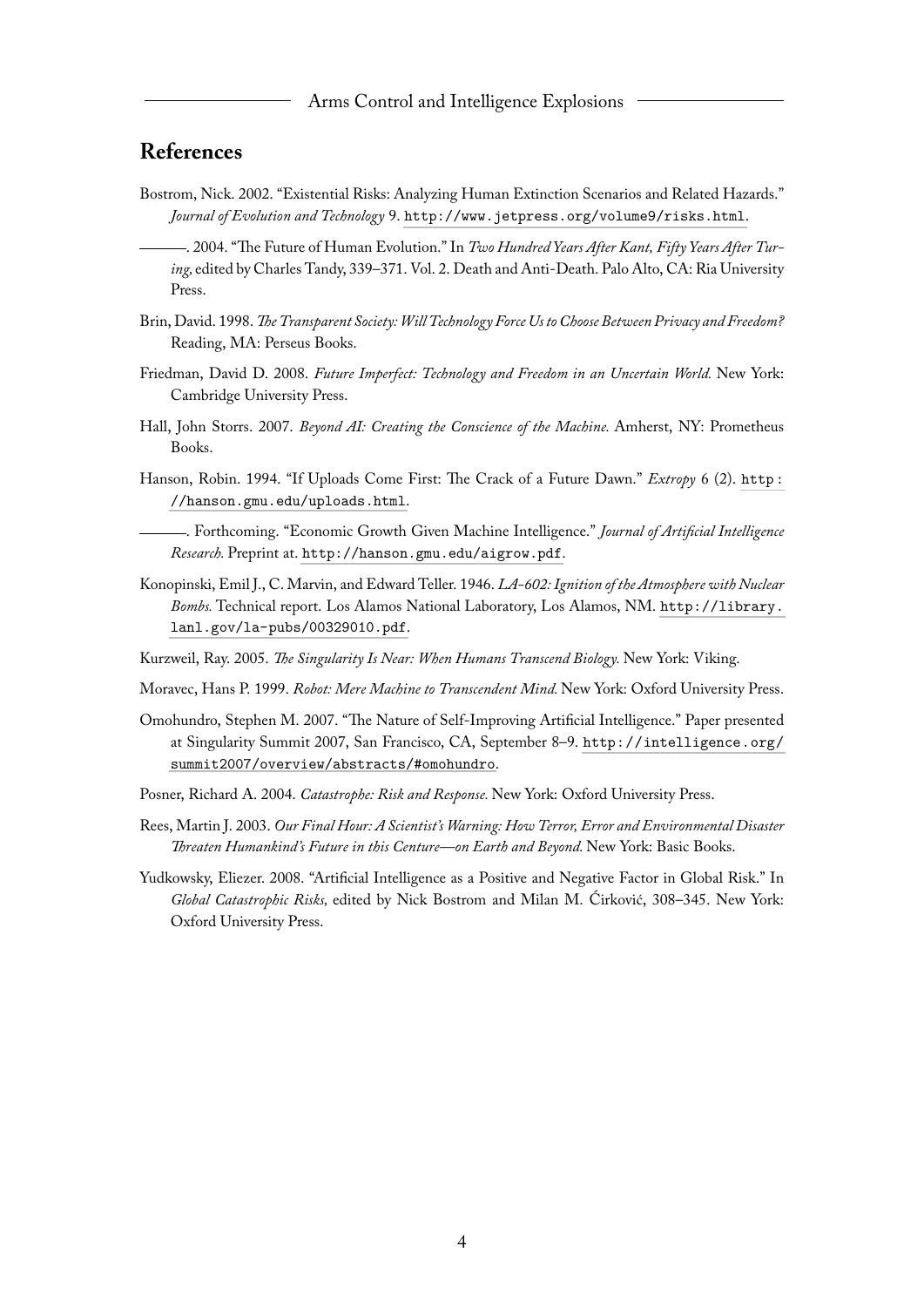## References

Bostrom, Nick. 2002. "Existential Risks: Analyzing Human Extinction Scenarios and Related Hazards." *Journal of Evolution and Technology* 9. http://www.jetpress.org/volume9/risks.html.

———. 2004. "The Future of Human Evolution." In *Two Hundred Years After Kant, Fifty Years After Turing,* edited by Charles Tandy, 339–371. Vol. 2. Death and Anti-Death. Palo Alto, CA: Ria University Press.

Brin, David. 1998. *The Transparent Society: Will Technology Force Us to Choose Between Privacy and Freedom?* Reading, MA: Perseus Books.

Friedman, David D. 2008. *Future Imperfect: Technology and Freedom in an Uncertain World.* New York: Cambridge University Press.

Hall, John Storrs. 2007. *Beyond AI: Creating the Conscience of the Machine.* Amherst, NY: Prometheus Books.

Hanson, Robin. 1994. "If Uploads Come First: The Crack of a Future Dawn." *Extropy* 6 (2). http://hanson.gmu.edu/uploads.html.

———. Forthcoming. "Economic Growth Given Machine Intelligence." *Journal of Artificial Intelligence Research.* Preprint at. http://hanson.gmu.edu/aigrow.pdf.

Konopinski, Emil J., C. Marvin, and Edward Teller. 1946. *LA-602: Ignition of the Atmosphere with Nuclear Bombs.* Technical report. Los Alamos National Laboratory, Los Alamos, NM. http://library.lanl.gov/la-pubs/00329010.pdf.

Kurzweil, Ray. 2005. *The Singularity Is Near: When Humans Transcend Biology.* New York: Viking.

Moravec, Hans P. 1999. *Robot: Mere Machine to Transcendent Mind.* New York: Oxford University Press.

Omohundro, Stephen M. 2007. "The Nature of Self-Improving Artificial Intelligence." Paper presented at Singularity Summit 2007, San Francisco, CA, September 8–9. http://intelligence.org/summit2007/overview/abstracts/#omohundro.

Posner, Richard A. 2004. *Catastrophe: Risk and Response.* New York: Oxford University Press.

Rees, Martin J. 2003. *Our Final Hour: A Scientist's Warning: How Terror, Error and Environmental Disaster Threaten Humankind's Future in this Century—on Earth and Beyond.* New York: Basic Books.

Yudkowsky, Eliezer. 2008. "Artificial Intelligence as a Positive and Negative Factor in Global Risk." In *Global Catastrophic Risks,* edited by Nick Bostrom and Milan M. Ćirković, 308–345. New York: Oxford University Press.